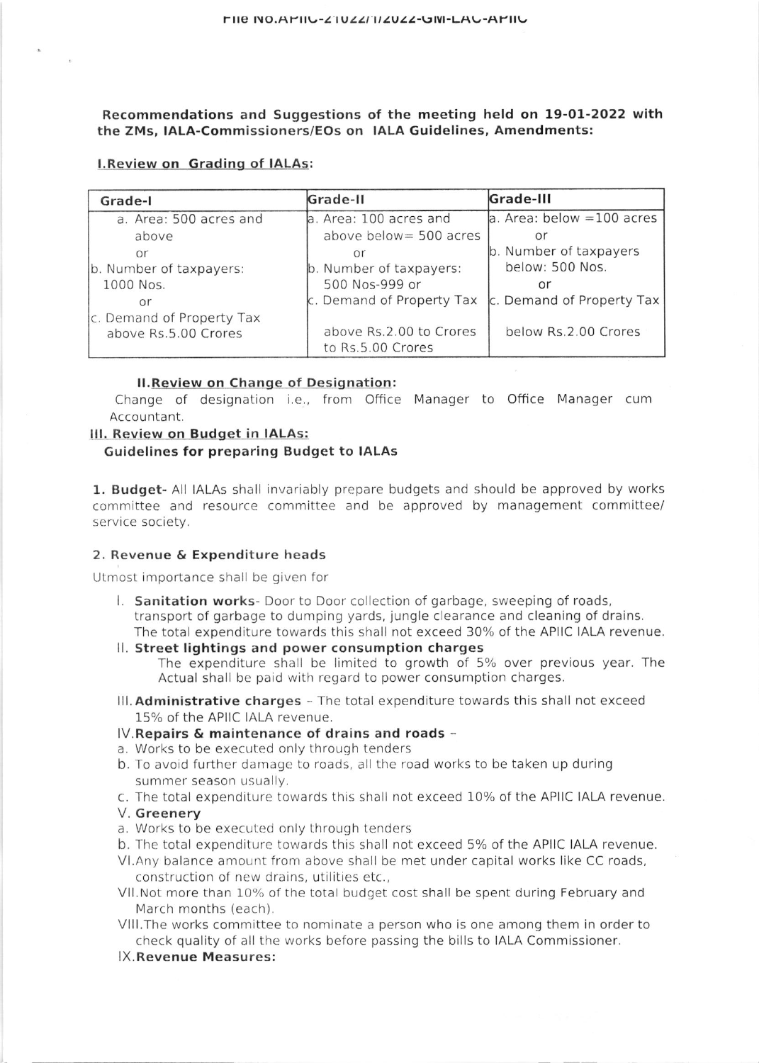File No.APIIC-21022/1/2022-GM-LAC-APIIC

**Recommendations and Suggestions of the meeting held on 19-01-2022 with the ZMs, IALA-Commissioners/EOs on IALA Guidelines, Amendments:**

**I. Review on Grading of IALAs:**

| Grade-I | Grade-II | Grade-III |
|---|---|---|
| a. Area: 500 acres and above<br>or<br>b. Number of taxpayers: 1000 Nos.<br>or<br>c. Demand of Property Tax above Rs.5.00 Crores | a. Area: 100 acres and above below= 500 acres<br>or<br>b. Number of taxpayers: 500 Nos-999 or<br>c. Demand of Property Tax above Rs.2.00 to Crores to Rs.5.00 Crores | a. Area: below =100 acres<br>or<br>b. Number of taxpayers below: 500 Nos.<br>or<br>c. Demand of Property Tax below Rs.2.00 Crores |

**II. Review on Change of Designation:**

Change of designation i.e., from Office Manager to Office Manager cum Accountant.

**III. Review on Budget in IALAs:**

**Guidelines for preparing Budget to IALAs**

**1. Budget-** All IALAs shall invariably prepare budgets and should be approved by works committee and resource committee and be approved by management committee/ service society.

**2. Revenue & Expenditure heads**

Utmost importance shall be given for

I. **Sanitation works**- Door to Door collection of garbage, sweeping of roads, transport of garbage to dumping yards, jungle clearance and cleaning of drains. The total expenditure towards this shall not exceed 30% of the APIIC IALA revenue.

II. **Street lightings and power consumption charges**
The expenditure shall be limited to growth of 5% over previous year. The Actual shall be paid with regard to power consumption charges.

III. **Administrative charges** - The total expenditure towards this shall not exceed 15% of the APIIC IALA revenue.

IV. **Repairs & maintenance of drains and roads** -
a. Works to be executed only through tenders
b. To avoid further damage to roads, all the road works to be taken up during summer season usually.
c. The total expenditure towards this shall not exceed 10% of the APIIC IALA revenue.

V. **Greenery**
a. Works to be executed only through tenders
b. The total expenditure towards this shall not exceed 5% of the APIIC IALA revenue.

VI. Any balance amount from above shall be met under capital works like CC roads, construction of new drains, utilities etc.,

VII. Not more than 10% of the total budget cost shall be spent during February and March months (each).

VIII. The works committee to nominate a person who is one among them in order to check quality of all the works before passing the bills to IALA Commissioner.

IX. **Revenue Measures:**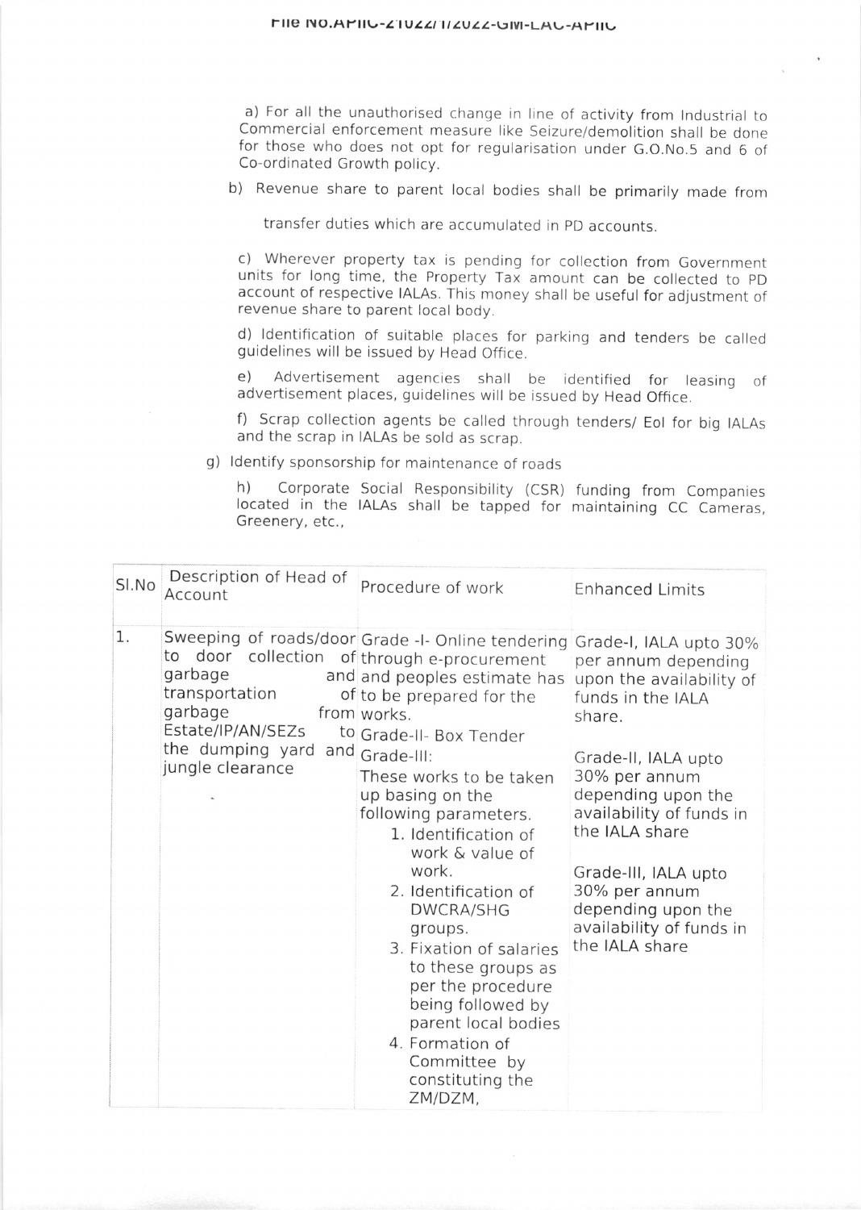a) For all the unauthorised change in line of activity from Industrial to Commercial enforcement measure like Seizure/demolition shall be done for those who does not opt for regularisation under G.O.No.5 and 6 of Co-ordinated Growth policy.

b) Revenue share to parent local bodies shall be primarily made from transfer duties which are accumulated in PD accounts.

c) Wherever property tax is pending for collection from Government units for long time, the Property Tax amount can be collected to PD account of respective IALAs. This money shall be useful for adjustment of revenue share to parent local body.

d) Identification of suitable places for parking and tenders be called guidelines will be issued by Head Office.

e) Advertisement agencies shall be identified for leasing of advertisement places, guidelines will be issued by Head Office.

f) Scrap collection agents be called through tenders/ EoI for big IALAs and the scrap in IALAs be sold as scrap.

g) Identify sponsorship for maintenance of roads

h) Corporate Social Responsibility (CSR) funding from Companies located in the IALAs shall be tapped for maintaining CC Cameras, Greenery, etc.,

| Sl.No | Description of Head of Account | Procedure of work | Enhanced Limits |
| --- | --- | --- | --- |
| 1. | Sweeping of roads/door to door collection of garbage and transportation of garbage from Estate/IP/AN/SEZs to the dumping yard and jungle clearance | Grade -I- Online tendering through e-procurement and peoples estimate has to be prepared for the works.<br>Grade-II- Box Tender<br>Grade-III:<br>These works to be taken up basing on the following parameters.<br>1. Identification of work & value of work.<br>2. Identification of DWCRA/SHG groups.<br>3. Fixation of salaries to these groups as per the procedure being followed by parent local bodies<br>4. Formation of Committee by constituting the ZM/DZM, | Grade-I, IALA upto 30% per annum depending upon the availability of funds in the IALA share.<br><br>Grade-II, IALA upto 30% per annum depending upon the availability of funds in the IALA share<br><br>Grade-III, IALA upto 30% per annum depending upon the availability of funds in the IALA share |